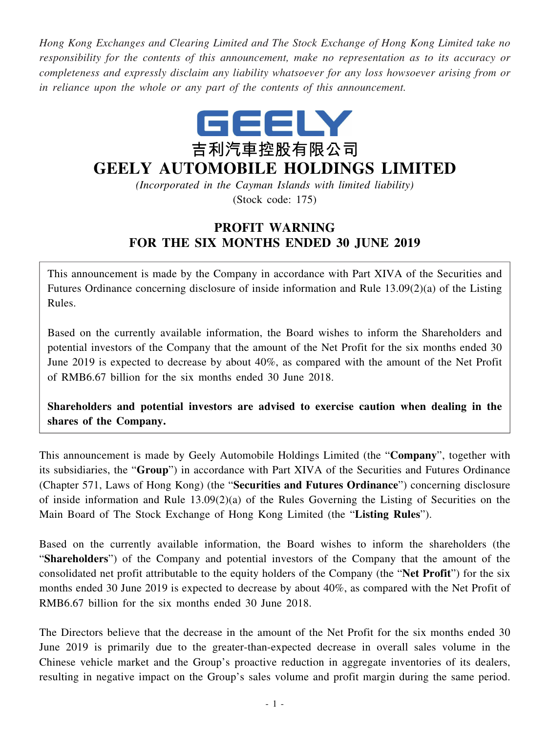*Hong Kong Exchanges and Clearing Limited and The Stock Exchange of Hong Kong Limited take no responsibility for the contents of this announcement, make no representation as to its accuracy or completeness and expressly disclaim any liability whatsoever for any loss howsoever arising from or in reliance upon the whole or any part of the contents of this announcement.*

GEELY

吉利汽車控股有限公司

# GEELY AUTOMOBILE HOLDINGS LIMITED

*(Incorporated in the Cayman Islands with limited liability)*

(Stock code: 175)

## PROFIT WARNING FOR THE SIX MONTHS ENDED 30 JUNE 2019

This announcement is made by the Company in accordance with Part XIVA of the Securities and Futures Ordinance concerning disclosure of inside information and Rule 13.09(2)(a) of the Listing Rules.

Based on the currently available information, the Board wishes to inform the Shareholders and potential investors of the Company that the amount of the Net Profit for the six months ended 30 June 2019 is expected to decrease by about 40%, as compared with the amount of the Net Profit of RMB6.67 billion for the six months ended 30 June 2018.

**Shareholders and potential investors are advised to exercise caution when dealing in the shares of the Company.**

This announcement is made by Geely Automobile Holdings Limited (the "**Company**", together with its subsidiaries, the "**Group**") in accordance with Part XIVA of the Securities and Futures Ordinance (Chapter 571, Laws of Hong Kong) (the "**Securities and Futures Ordinance**") concerning disclosure of inside information and Rule 13.09(2)(a) of the Rules Governing the Listing of Securities on the Main Board of The Stock Exchange of Hong Kong Limited (the "**Listing Rules**").

Based on the currently available information, the Board wishes to inform the shareholders (the "**Shareholders**") of the Company and potential investors of the Company that the amount of the consolidated net profit attributable to the equity holders of the Company (the "**Net Profit**") for the six months ended 30 June 2019 is expected to decrease by about 40%, as compared with the Net Profit of RMB6.67 billion for the six months ended 30 June 2018.

The Directors believe that the decrease in the amount of the Net Profit for the six months ended 30 June 2019 is primarily due to the greater-than-expected decrease in overall sales volume in the Chinese vehicle market and the Group's proactive reduction in aggregate inventories of its dealers, resulting in negative impact on the Group's sales volume and profit margin during the same period.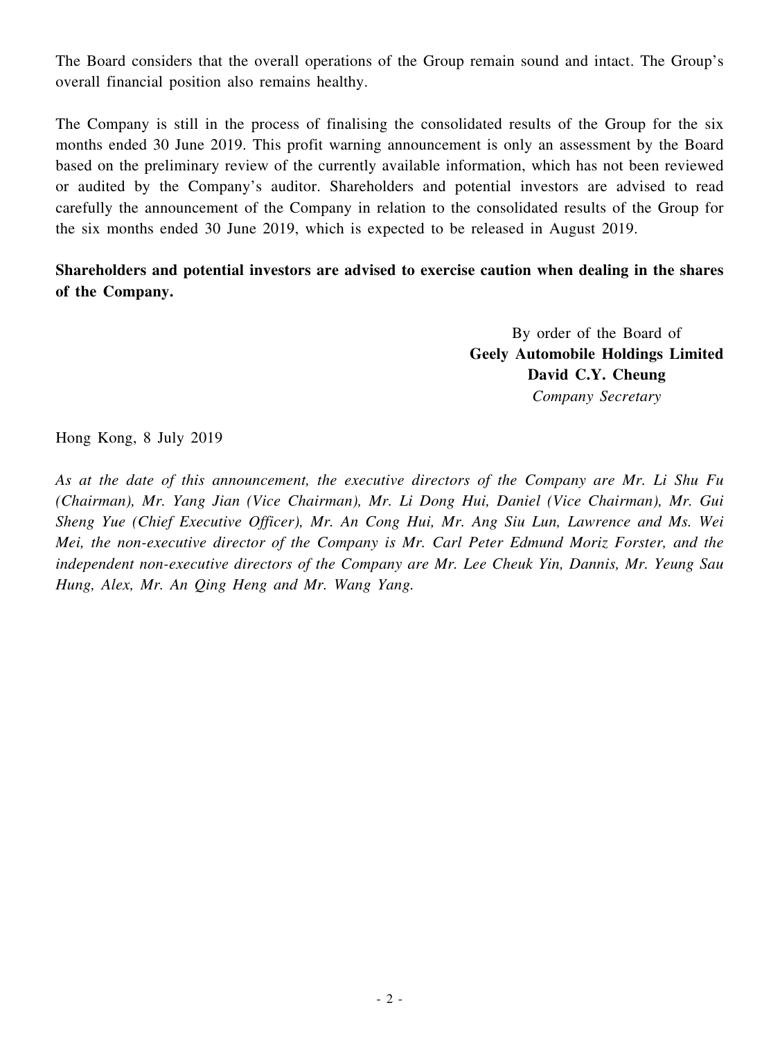The Board considers that the overall operations of the Group remain sound and intact. The Group's overall financial position also remains healthy.

The Company is still in the process of finalising the consolidated results of the Group for the six months ended 30 June 2019. This profit warning announcement is only an assessment by the Board based on the preliminary review of the currently available information, which has not been reviewed or audited by the Company's auditor. Shareholders and potential investors are advised to read carefully the announcement of the Company in relation to the consolidated results of the Group for the six months ended 30 June 2019, which is expected to be released in August 2019.

**Shareholders and potential investors are advised to exercise caution when dealing in the shares of the Company.**

By order of the Board of
**Geely Automobile Holdings Limited**
**David C.Y. Cheung**
*Company Secretary*

Hong Kong, 8 July 2019

*As at the date of this announcement, the executive directors of the Company are Mr. Li Shu Fu (Chairman), Mr. Yang Jian (Vice Chairman), Mr. Li Dong Hui, Daniel (Vice Chairman), Mr. Gui Sheng Yue (Chief Executive Officer), Mr. An Cong Hui, Mr. Ang Siu Lun, Lawrence and Ms. Wei Mei, the non-executive director of the Company is Mr. Carl Peter Edmund Moriz Forster, and the independent non-executive directors of the Company are Mr. Lee Cheuk Yin, Dannis, Mr. Yeung Sau Hung, Alex, Mr. An Qing Heng and Mr. Wang Yang.*